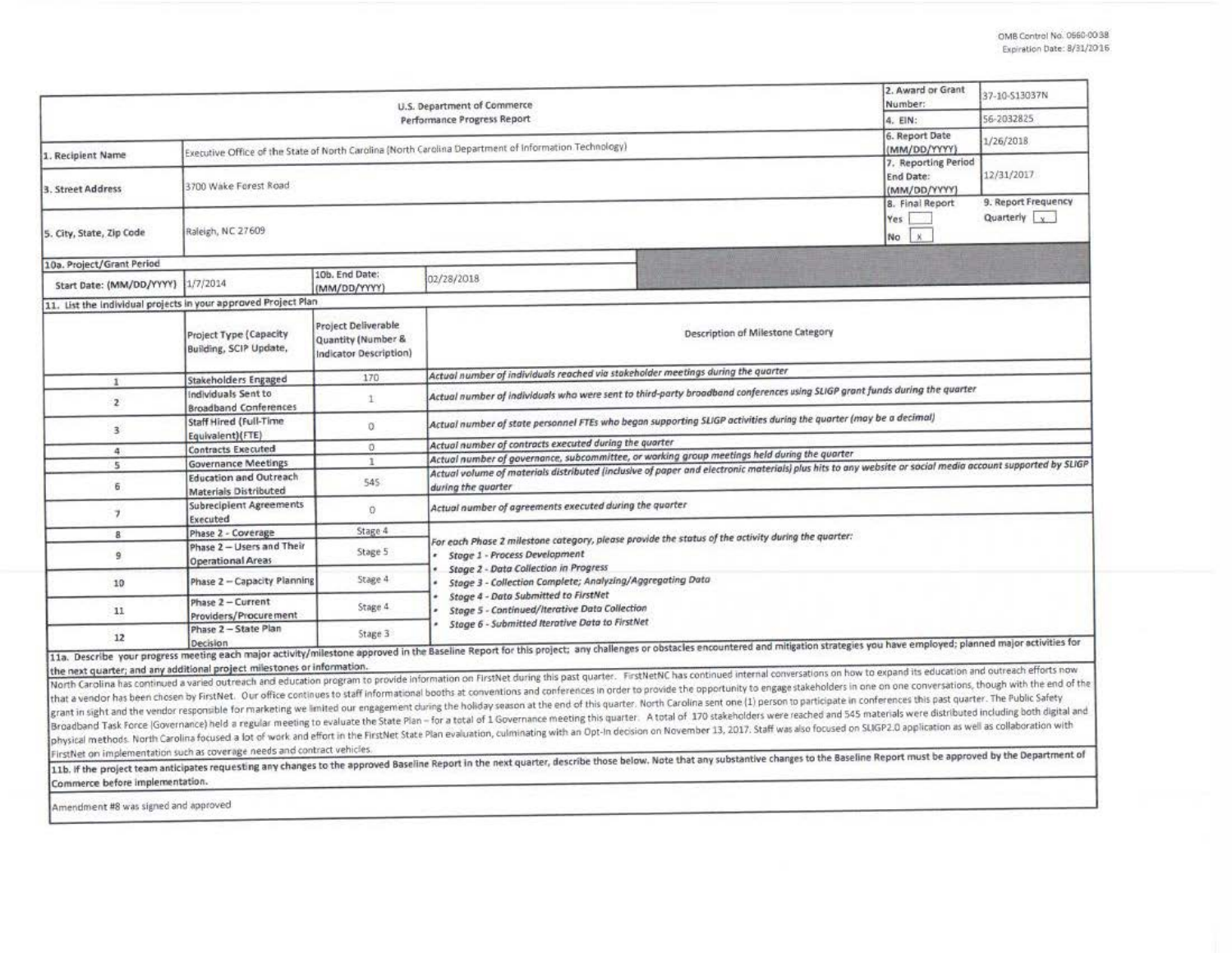OMB Control No. 0660-0038
Expiration Date: 8/31/2016

| U.S. Department of Commerce<br>Performance Progress Report | | 2. Award or Grant Number: | 37-10-S13037N |
|---|---|---|---|
| | | 4. EIN: | 56-2032825 |
| 1. Recipient Name | Executive Office of the State of North Carolina (North Carolina Department of Information Technology) | 6. Report Date (MM/DD/YYYY) | 1/26/2018 |
| 3. Street Address | 3700 Wake Forest Road | 7. Reporting Period End Date: (MM/DD/YYYY) | 12/31/2017 |
| 5. City, State, Zip Code | Raleigh, NC 27609 | 8. Final Report<br>Yes [ ]<br>No [x] | 9. Report Frequency<br>Quarterly [x] |

| 10a. Project/Grant Period | | | |
|---|---|---|---|
| Start Date: (MM/DD/YYYY) | 1/7/2014 | 10b. End Date: (MM/DD/YYYY) | 02/28/2018 |

**11. List the individual projects in your approved Project Plan**

| | Project Type (Capacity Building, SCIP Update, | Project Deliverable Quantity (Number & Indicator Description) | Description of Milestone Category |
|---|---|---|---|
| 1 | Stakeholders Engaged | 170 | *Actual number of individuals reached via stakeholder meetings during the quarter* |
| 2 | Individuals Sent to Broadband Conferences | 1 | *Actual number of individuals who were sent to third-party broadband conferences using SLIGP grant funds during the quarter* |
| 3 | Staff Hired (Full-Time Equivalent)(FTE) | 0 | *Actual number of state personnel FTEs who began supporting SLIGP activities during the quarter (may be a decimal)* |
| 4 | Contracts Executed | 0 | *Actual number of contracts executed during the quarter* |
| 5 | Governance Meetings | 1 | *Actual number of governance, subcommittee, or working group meetings held during the quarter* |
| 6 | Education and Outreach Materials Distributed | 545 | *Actual volume of materials distributed (inclusive of paper and electronic materials) plus hits to any website or social media account supported by SLIGP during the quarter* |
| 7 | Subrecipient Agreements Executed | 0 | *Actual number of agreements executed during the quarter* |
| 8 | Phase 2 - Coverage | Stage 4 | *For each Phase 2 milestone category, please provide the status of the activity during the quarter:*<br>• *Stage 1 - Process Development*<br>• *Stage 2 - Data Collection in Progress*<br>• *Stage 3 - Collection Complete; Analyzing/Aggregating Data*<br>• *Stage 4 - Data Submitted to FirstNet*<br>• *Stage 5 - Continued/Iterative Data Collection*<br>• *Stage 6 - Submitted Iterative Data to FirstNet* |
| 9 | Phase 2 – Users and Their Operational Areas | Stage 5 | |
| 10 | Phase 2 – Capacity Planning | Stage 4 | |
| 11 | Phase 2 – Current Providers/Procurement | Stage 4 | |
| 12 | Phase 2 – State Plan Decision | Stage 3 | |

**11a. Describe your progress meeting each major activity/milestone approved in the Baseline Report for this project; any challenges or obstacles encountered and mitigation strategies you have employed; planned major activities for the next quarter; and any additional project milestones or information.**

North Carolina has continued a varied outreach and education program to provide information on FirstNet during this past quarter. FirstNetNC has continued internal conversations on how to expand its education and outreach efforts now that a vendor has been chosen by FirstNet. Our office continues to staff informational booths at conventions and conferences in order to provide the opportunity to engage stakeholders in one on one conversations, though with the end of the grant in sight and the vendor responsible for marketing we limited our engagement during the holiday season at the end of this quarter. North Carolina sent one (1) person to participate in conferences this past quarter. The Public Safety Broadband Task Force (Governance) held a regular meeting to evaluate the State Plan – for a total of 1 Governance meeting this quarter. A total of 170 stakeholders were reached and 545 materials were distributed including both digital and physical methods. North Carolina focused a lot of work and effort in the FirstNet State Plan evaluation, culminating with an Opt-In decision on November 13, 2017. Staff was also focused on SLIGP2.0 application as well as collaboration with FirstNet on implementation such as coverage needs and contract vehicles.

**11b. If the project team anticipates requesting any changes to the approved Baseline Report in the next quarter, describe those below. Note that any substantive changes to the Baseline Report must be approved by the Department of Commerce before implementation.**

Amendment #8 was signed and approved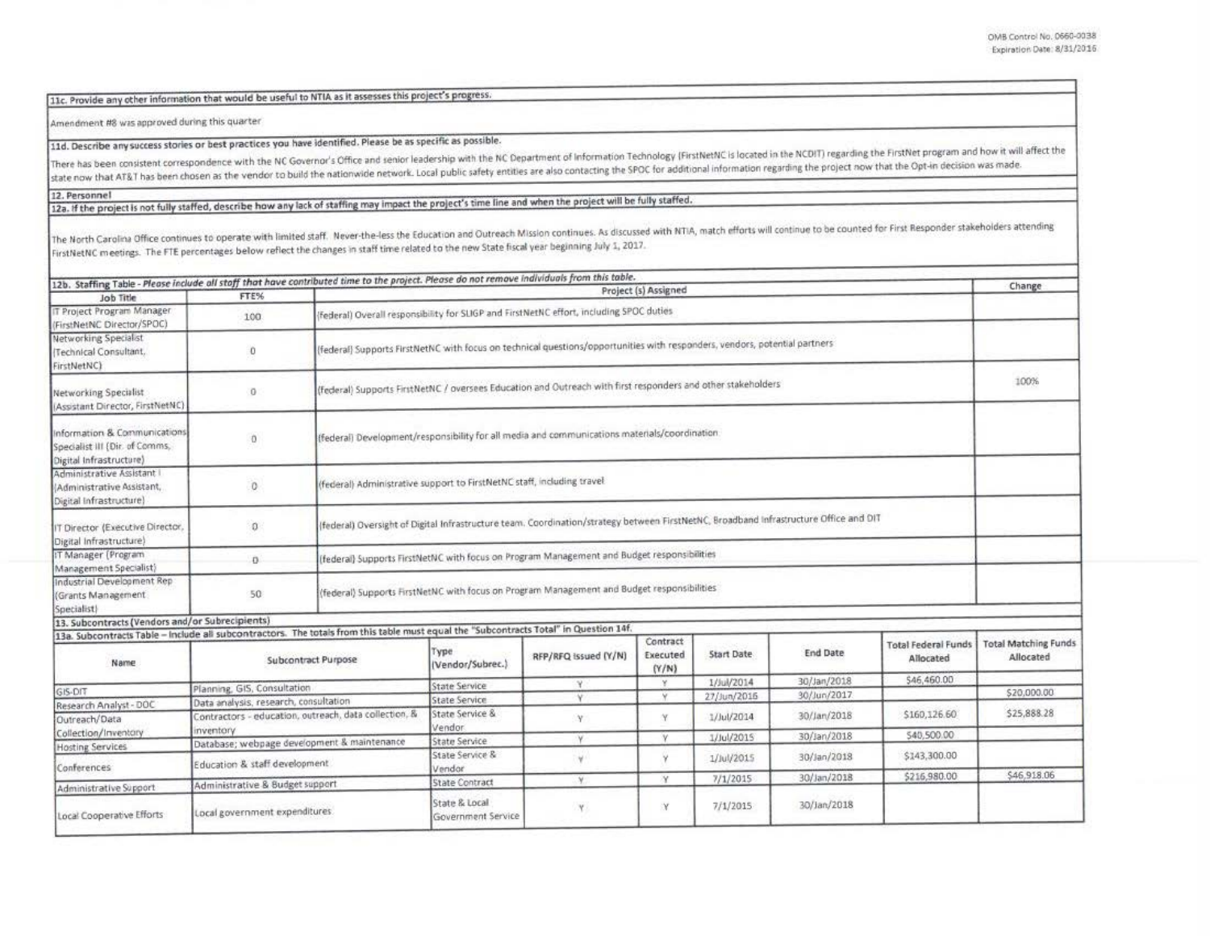OMB Control No. 0660-0038
Expiration Date: 8/31/2016

**11c. Provide any other information that would be useful to NTIA as it assesses this project's progress.**

Amendment #8 was approved during this quarter

**11d. Describe any success stories or best practices you have identified. Please be as specific as possible.**

There has been consistent correspondence with the NC Governor's Office and senior leadership with the NC Department of Information Technology (FirstNetNC is located in the NCDIT) regarding the FirstNet program and how it will affect the state now that AT&T has been chosen as the vendor to build the nationwide network. Local public safety entities are also contacting the SPOC for additional information regarding the project now that the Opt-in decision was made.

**12. Personnel**

**12a. If the project is not fully staffed, describe how any lack of staffing may impact the project's time line and when the project will be fully staffed.**

The North Carolina Office continues to operate with limited staff. Never-the-less the Education and Outreach Mission continues. As discussed with NTIA, match efforts will continue to be counted for First Responder stakeholders attending FirstNetNC meetings. The FTE percentages below reflect the changes in staff time related to the new State fiscal year beginning July 1, 2017.

**12b. Staffing Table** - *Please include all staff that have contributed time to the project. Please do not remove individuals from this table.*

| Job Title | FTE% | Project (s) Assigned | Change |
|---|---|---|---|
| IT Project Program Manager (FirstNetNC Director/SPOC) | 100 | (federal) Overall responsibility for SLIGP and FirstNetNC effort, including SPOC duties | |
| Networking Specialist (Technical Consultant, FirstNetNC) | 0 | (federal) Supports FirstNetNC with focus on technical questions/opportunities with responders, vendors, potential partners | |
| Networking Specialist (Assistant Director, FirstNetNC) | 0 | (federal) Supports FirstNetNC / oversees Education and Outreach with first responders and other stakeholders | 100% |
| Information & Communications Specialist III (Dir. of Comms, Digital Infrastructure) | 0 | (federal) Development/responsibility for all media and communications materials/coordination | |
| Administrative Assistant I (Administrative Assistant, Digital Infrastructure) | 0 | (federal) Administrative support to FirstNetNC staff, including travel | |
| IT Director (Executive Director, Digital Infrastructure) | 0 | (federal) Oversight of Digital Infrastructure team. Coordination/strategy between FirstNetNC, Broadband Infrastructure Office and DIT | |
| IT Manager (Program Management Specialist) | 0 | (federal) Supports FirstNetNC with focus on Program Management and Budget responsibilities | |
| Industrial Development Rep (Grants Management Specialist) | 50 | (federal) Supports FirstNetNC with focus on Program Management and Budget responsibilities | |

**13. Subcontracts (Vendors and/or Subrecipients)**

**13a. Subcontracts Table** – Include all subcontractors. The totals from this table must equal the "Subcontracts Total" in Question 14f.

| Name | Subcontract Purpose | Type (Vendor/Subrec.) | RFP/RFQ Issued (Y/N) | Contract Executed (Y/N) | Start Date | End Date | Total Federal Funds Allocated | Total Matching Funds Allocated |
|---|---|---|---|---|---|---|---|---|
| GIS-DIT | Planning, GIS, Consultation | State Service | Y | Y | 1/Jul/2014 | 30/Jan/2018 | $46,460.00 | |
| Research Analyst - DOC | Data analysis, research, consultation | State Service | Y | Y | 27/Jun/2016 | 30/Jun/2017 | | $20,000.00 |
| Outreach/Data Collection/Inventory | Contractors - education, outreach, data collection, & inventory | State Service & Vendor | Y | Y | 1/Jul/2014 | 30/Jan/2018 | $160,126.60 | $25,888.28 |
| Hosting Services | Database; webpage development & maintenance | State Service | Y | Y | 1/Jul/2015 | 30/Jan/2018 | $40,500.00 | |
| Conferences | Education & staff development | State Service & Vendor | Y | Y | 1/Jul/2015 | 30/Jan/2018 | $143,300.00 | |
| Administrative Support | Administrative & Budget support | State Contract | Y | Y | 7/1/2015 | 30/Jan/2018 | $216,980.00 | $46,918.06 |
| Local Cooperative Efforts | Local government expenditures | State & Local Government Service | Y | Y | 7/1/2015 | 30/Jan/2018 | | |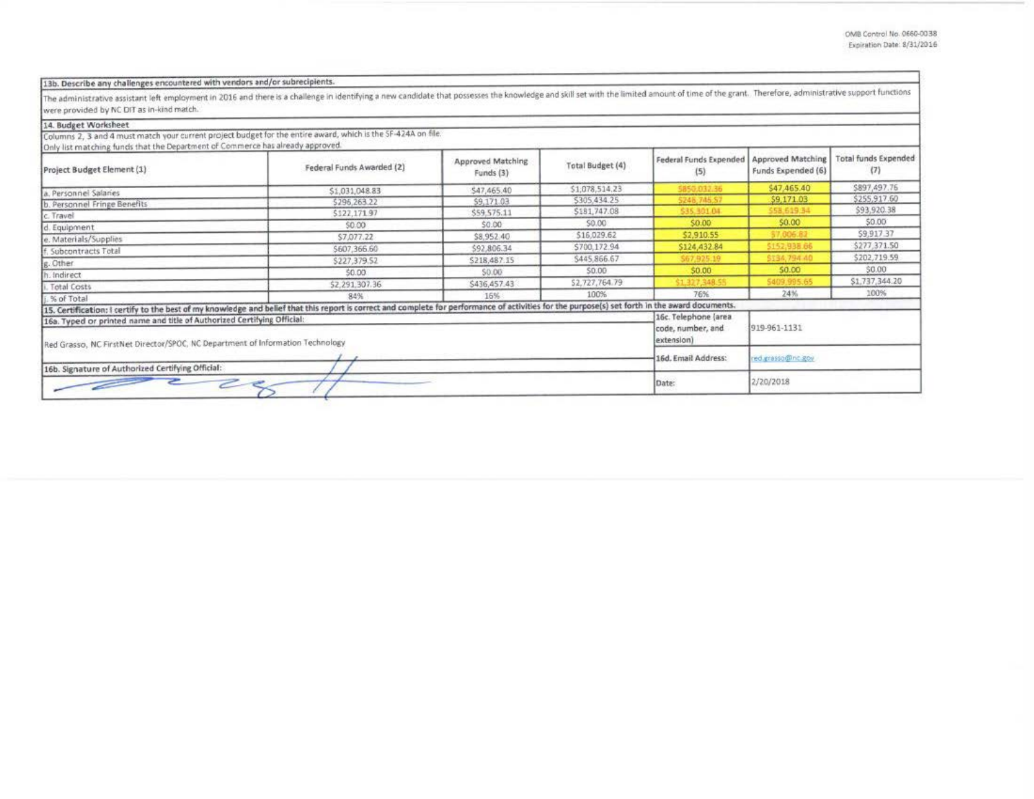OMB Control No. 0660-0038
Expiration Date: 8/31/2016

**13b. Describe any challenges encountered with vendors and/or subrecipients.**

The administrative assistant left employment in 2016 and there is a challenge in identifying a new candidate that possesses the knowledge and skill set with the limited amount of time of the grant. Therefore, administrative support functions were provided by NC DIT as in-kind match.

**14. Budget Worksheet**

Columns 2, 3 and 4 must match your current project budget for the entire award, which is the SF-424A on file.
Only list matching funds that the Department of Commerce has already approved.

| Project Budget Element (1) | Federal Funds Awarded (2) | Approved Matching Funds (3) | Total Budget (4) | Federal Funds Expended (5) | Approved Matching Funds Expended (6) | Total funds Expended (7) |
|---|---|---|---|---|---|---|
| a. Personnel Salaries | $1,031,048.83 | $47,465.40 | $1,078,514.23 | $850,032.36 | $47,465.40 | $897,497.76 |
| b. Personnel Fringe Benefits | $296,263.22 | $9,171.03 | $305,434.25 | $246,746.57 | $9,171.03 | $255,917.60 |
| c. Travel | $122,171.97 | $59,575.11 | $181,747.08 | $35,301.04 | $58,619.34 | $93,920.38 |
| d. Equipment | $0.00 | $0.00 | $0.00 | $0.00 | $0.00 | $0.00 |
| e. Materials/Supplies | $7,077.22 | $8,952.40 | $16,029.62 | $2,910.55 | $7,006.82 | $9,917.37 |
| f. Subcontracts Total | $607,366.60 | $92,806.34 | $700,172.94 | $124,432.84 | $152,938.66 | $277,371.50 |
| g. Other | $227,379.52 | $218,487.15 | $445,866.67 | $67,925.19 | $134,794.40 | $202,719.59 |
| h. Indirect | $0.00 | $0.00 | $0.00 | $0.00 | $0.00 | $0.00 |
| i. Total Costs | $2,291,307.36 | $436,457.43 | $2,727,764.79 | $1,327,348.55 | $409,995.65 | $1,737,344.20 |
| j. % of Total | 84% | 16% | 100% | 76% | 24% | 100% |

**15. Certification:** I certify to the best of my knowledge and belief that this report is correct and complete for performance of activities for the purpose(s) set forth in the award documents.

| | |
|---|---|
| **16a. Typed or printed name and title of Authorized Certifying Official:** Red Grasso, NC FirstNet Director/SPOC, NC Department of Information Technology | **16c. Telephone (area code, number, and extension)** 919-961-1131 |
| | **16d. Email Address:** red.grasso@nc.gov |
| **16b. Signature of Authorized Certifying Official:** | **Date:** 2/20/2018 |